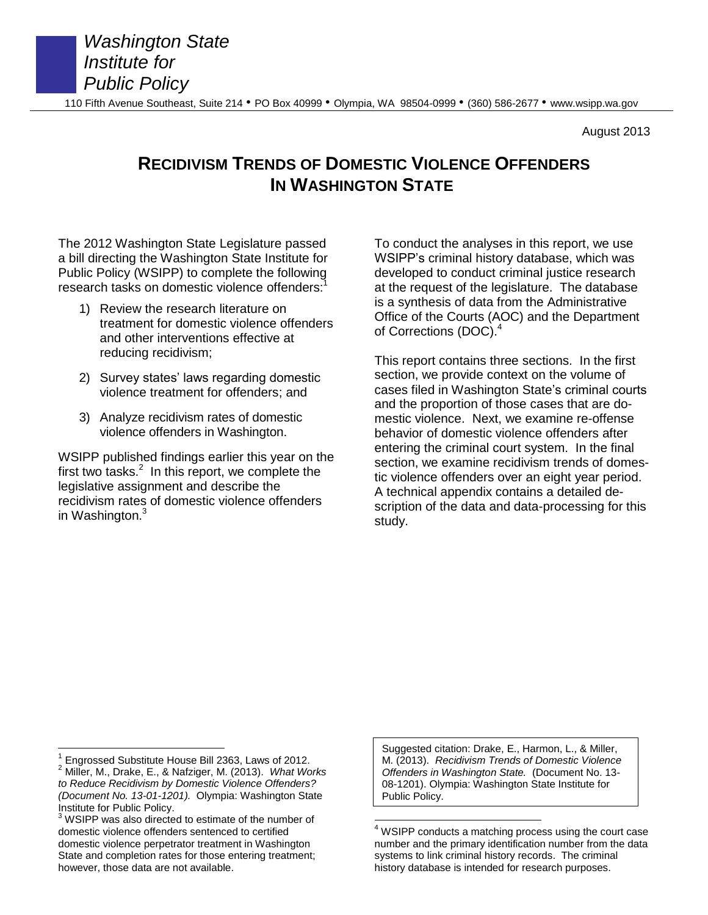*Washington State Institute for Public Policy*

110 Fifth Avenue Southeast, Suite 214 • PO Box 40999 • Olympia, WA 98504-0999 • (360) 586-2677 • www.wsipp.wa.gov

August 2013

# RECIDIVISM TRENDS OF DOMESTIC VIOLENCE OFFENDERS IN WASHINGTON STATE

The 2012 Washington State Legislature passed a bill directing the Washington State Institute for Public Policy (WSIPP) to complete the following research tasks on domestic violence offenders:[1]

1) Review the research literature on treatment for domestic violence offenders and other interventions effective at reducing recidivism;
2) Survey states' laws regarding domestic violence treatment for offenders; and
3) Analyze recidivism rates of domestic violence offenders in Washington.

WSIPP published findings earlier this year on the first two tasks.[2] In this report, we complete the legislative assignment and describe the recidivism rates of domestic violence offenders in Washington.[3]

To conduct the analyses in this report, we use WSIPP's criminal history database, which was developed to conduct criminal justice research at the request of the legislature. The database is a synthesis of data from the Administrative Office of the Courts (AOC) and the Department of Corrections (DOC).[4]

This report contains three sections. In the first section, we provide context on the volume of cases filed in Washington State's criminal courts and the proportion of those cases that are domestic violence. Next, we examine re-offense behavior of domestic violence offenders after entering the criminal court system. In the final section, we examine recidivism trends of domestic violence offenders over an eight year period. A technical appendix contains a detailed description of the data and data-processing for this study.

Suggested citation: Drake, E., Harmon, L., & Miller, M. (2013). *Recidivism Trends of Domestic Violence Offenders in Washington State.* (Document No. 13-08-1201). Olympia: Washington State Institute for Public Policy.

---

[1] Engrossed Substitute House Bill 2363, Laws of 2012.

[2] Miller, M., Drake, E., & Nafziger, M. (2013). *What Works to Reduce Recidivism by Domestic Violence Offenders? (Document No. 13-01-1201).* Olympia: Washington State Institute for Public Policy.

[3] WSIPP was also directed to estimate of the number of domestic violence offenders sentenced to certified domestic violence perpetrator treatment in Washington State and completion rates for those entering treatment; however, those data are not available.

[4] WSIPP conducts a matching process using the court case number and the primary identification number from the data systems to link criminal history records. The criminal history database is intended for research purposes.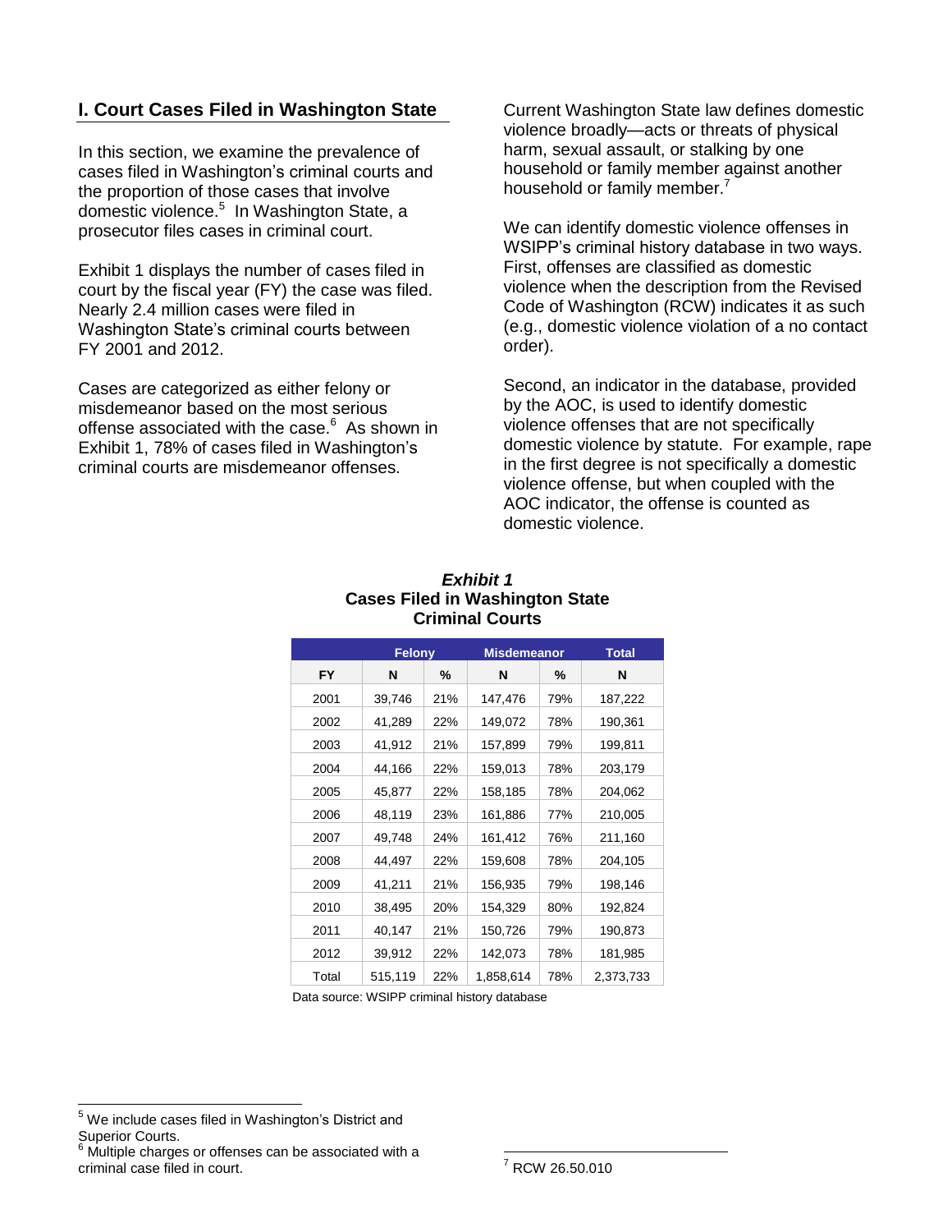## I. Court Cases Filed in Washington State

In this section, we examine the prevalence of cases filed in Washington's criminal courts and the proportion of those cases that involve domestic violence.[5] In Washington State, a prosecutor files cases in criminal court.

Exhibit 1 displays the number of cases filed in court by the fiscal year (FY) the case was filed. Nearly 2.4 million cases were filed in Washington State's criminal courts between FY 2001 and 2012.

Cases are categorized as either felony or misdemeanor based on the most serious offense associated with the case.[6] As shown in Exhibit 1, 78% of cases filed in Washington's criminal courts are misdemeanor offenses.

Current Washington State law defines domestic violence broadly—acts or threats of physical harm, sexual assault, or stalking by one household or family member against another household or family member.[7]

We can identify domestic violence offenses in WSIPP's criminal history database in two ways. First, offenses are classified as domestic violence when the description from the Revised Code of Washington (RCW) indicates it as such (e.g., domestic violence violation of a no contact order).

Second, an indicator in the database, provided by the AOC, is used to identify domestic violence offenses that are not specifically domestic violence by statute. For example, rape in the first degree is not specifically a domestic violence offense, but when coupled with the AOC indicator, the offense is counted as domestic violence.

***Exhibit 1***
**Cases Filed in Washington State Criminal Courts**

| | Felony | | Misdemeanor | | Total |
|---|---|---|---|---|---|
| FY | N | % | N | % | N |
| 2001 | 39,746 | 21% | 147,476 | 79% | 187,222 |
| 2002 | 41,289 | 22% | 149,072 | 78% | 190,361 |
| 2003 | 41,912 | 21% | 157,899 | 79% | 199,811 |
| 2004 | 44,166 | 22% | 159,013 | 78% | 203,179 |
| 2005 | 45,877 | 22% | 158,185 | 78% | 204,062 |
| 2006 | 48,119 | 23% | 161,886 | 77% | 210,005 |
| 2007 | 49,748 | 24% | 161,412 | 76% | 211,160 |
| 2008 | 44,497 | 22% | 159,608 | 78% | 204,105 |
| 2009 | 41,211 | 21% | 156,935 | 79% | 198,146 |
| 2010 | 38,495 | 20% | 154,329 | 80% | 192,824 |
| 2011 | 40,147 | 21% | 150,726 | 79% | 190,873 |
| 2012 | 39,912 | 22% | 142,073 | 78% | 181,985 |
| Total | 515,119 | 22% | 1,858,614 | 78% | 2,373,733 |

Data source: WSIPP criminal history database

[5] We include cases filed in Washington's District and Superior Courts.

[6] Multiple charges or offenses can be associated with a criminal case filed in court.

[7] RCW 26.50.010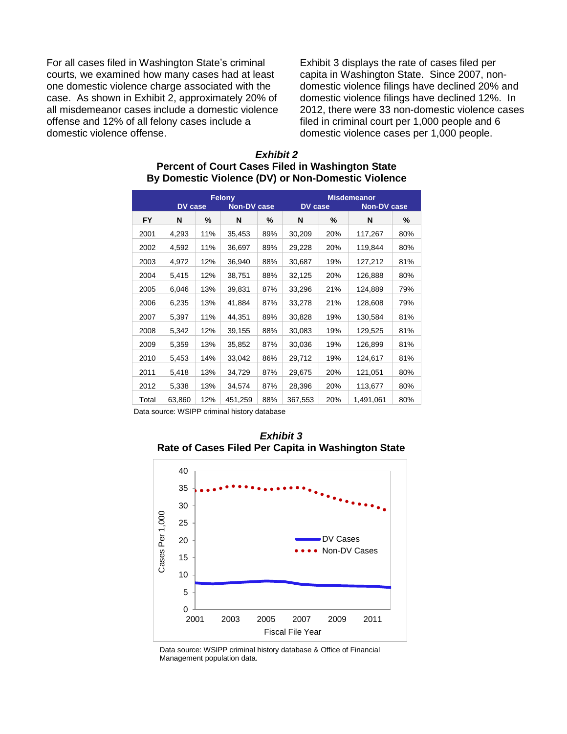For all cases filed in Washington State's criminal courts, we examined how many cases had at least one domestic violence charge associated with the case. As shown in Exhibit 2, approximately 20% of all misdemeanor cases include a domestic violence offense and 12% of all felony cases include a domestic violence offense.

Exhibit 3 displays the rate of cases filed per capita in Washington State. Since 2007, non-domestic violence filings have declined 20% and domestic violence filings have declined 12%. In 2012, there were 33 non-domestic violence cases filed in criminal court per 1,000 people and 6 domestic violence cases per 1,000 people.

***Exhibit 2***
**Percent of Court Cases Filed in Washington State By Domestic Violence (DV) or Non-Domestic Violence**

| | Felony | | | | Misdemeanor | | | |
|---|---|---|---|---|---|---|---|---|
| | DV case | | Non-DV case | | DV case | | Non-DV case | |
| FY | N | % | N | % | N | % | N | % |
| 2001 | 4,293 | 11% | 35,453 | 89% | 30,209 | 20% | 117,267 | 80% |
| 2002 | 4,592 | 11% | 36,697 | 89% | 29,228 | 20% | 119,844 | 80% |
| 2003 | 4,972 | 12% | 36,940 | 88% | 30,687 | 19% | 127,212 | 81% |
| 2004 | 5,415 | 12% | 38,751 | 88% | 32,125 | 20% | 126,888 | 80% |
| 2005 | 6,046 | 13% | 39,831 | 87% | 33,296 | 21% | 124,889 | 79% |
| 2006 | 6,235 | 13% | 41,884 | 87% | 33,278 | 21% | 128,608 | 79% |
| 2007 | 5,397 | 11% | 44,351 | 89% | 30,828 | 19% | 130,584 | 81% |
| 2008 | 5,342 | 12% | 39,155 | 88% | 30,083 | 19% | 129,525 | 81% |
| 2009 | 5,359 | 13% | 35,852 | 87% | 30,036 | 19% | 126,899 | 81% |
| 2010 | 5,453 | 14% | 33,042 | 86% | 29,712 | 19% | 124,617 | 81% |
| 2011 | 5,418 | 13% | 34,729 | 87% | 29,675 | 20% | 121,051 | 80% |
| 2012 | 5,338 | 13% | 34,574 | 87% | 28,396 | 20% | 113,677 | 80% |
| Total | 63,860 | 12% | 451,259 | 88% | 367,553 | 20% | 1,491,061 | 80% |

Data source: WSIPP criminal history database

***Exhibit 3***
**Rate of Cases Filed Per Capita in Washington State**

Data source: WSIPP criminal history database & Office of Financial Management population data.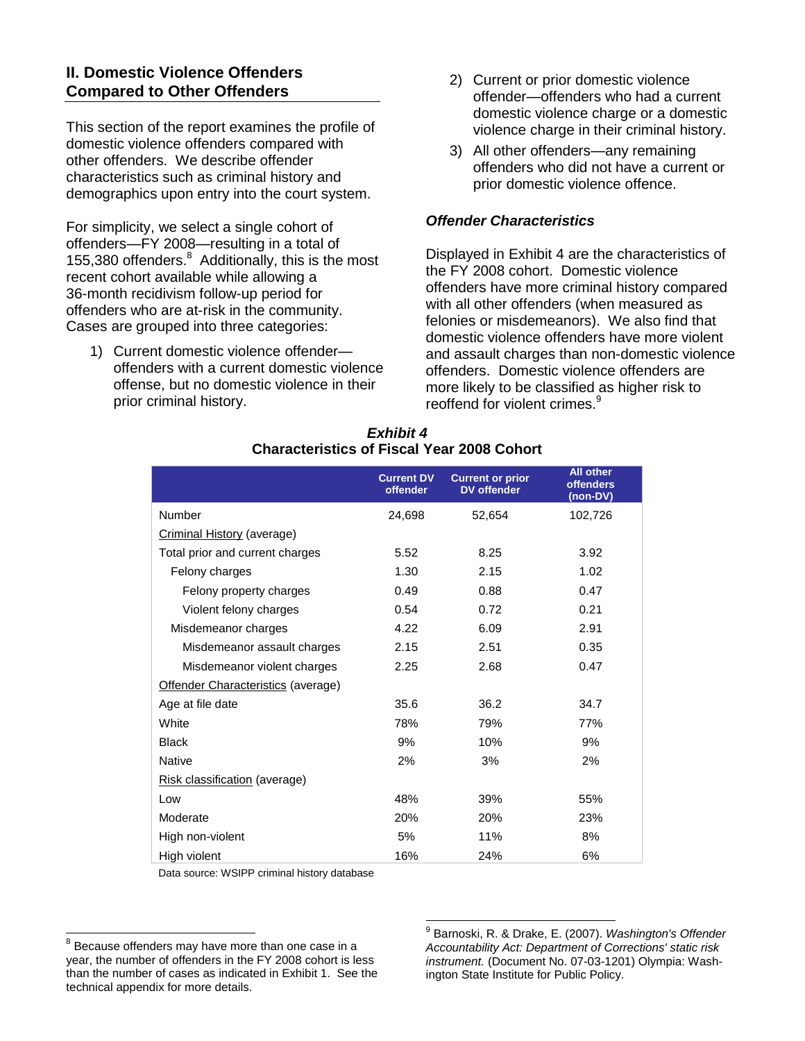## II. Domestic Violence Offenders Compared to Other Offenders

This section of the report examines the profile of domestic violence offenders compared with other offenders. We describe offender characteristics such as criminal history and demographics upon entry into the court system.

For simplicity, we select a single cohort of offenders—FY 2008—resulting in a total of 155,380 offenders.[8] Additionally, this is the most recent cohort available while allowing a 36-month recidivism follow-up period for offenders who are at-risk in the community. Cases are grouped into three categories:

1) Current domestic violence offender—offenders with a current domestic violence offense, but no domestic violence in their prior criminal history.
2) Current or prior domestic violence offender—offenders who had a current domestic violence charge or a domestic violence charge in their criminal history.
3) All other offenders—any remaining offenders who did not have a current or prior domestic violence offence.

### *Offender Characteristics*

Displayed in Exhibit 4 are the characteristics of the FY 2008 cohort. Domestic violence offenders have more criminal history compared with all other offenders (when measured as felonies or misdemeanors). We also find that domestic violence offenders have more violent and assault charges than non-domestic violence offenders. Domestic violence offenders are more likely to be classified as higher risk to reoffend for violent crimes.[9]

***Exhibit 4***
**Characteristics of Fiscal Year 2008 Cohort**

| | Current DV offender | Current or prior DV offender | All other offenders (non-DV) |
|---|---|---|---|
| Number | 24,698 | 52,654 | 102,726 |
| Criminal History (average) | | | |
| Total prior and current charges | 5.52 | 8.25 | 3.92 |
| Felony charges | 1.30 | 2.15 | 1.02 |
| Felony property charges | 0.49 | 0.88 | 0.47 |
| Violent felony charges | 0.54 | 0.72 | 0.21 |
| Misdemeanor charges | 4.22 | 6.09 | 2.91 |
| Misdemeanor assault charges | 2.15 | 2.51 | 0.35 |
| Misdemeanor violent charges | 2.25 | 2.68 | 0.47 |
| Offender Characteristics (average) | | | |
| Age at file date | 35.6 | 36.2 | 34.7 |
| White | 78% | 79% | 77% |
| Black | 9% | 10% | 9% |
| Native | 2% | 3% | 2% |
| Risk classification (average) | | | |
| Low | 48% | 39% | 55% |
| Moderate | 20% | 20% | 23% |
| High non-violent | 5% | 11% | 8% |
| High violent | 16% | 24% | 6% |

Data source: WSIPP criminal history database

[8] Because offenders may have more than one case in a year, the number of offenders in the FY 2008 cohort is less than the number of cases as indicated in Exhibit 1. See the technical appendix for more details.

[9] Barnoski, R. & Drake, E. (2007). *Washington's Offender Accountability Act: Department of Corrections' static risk instrument.* (Document No. 07-03-1201) Olympia: Washington State Institute for Public Policy.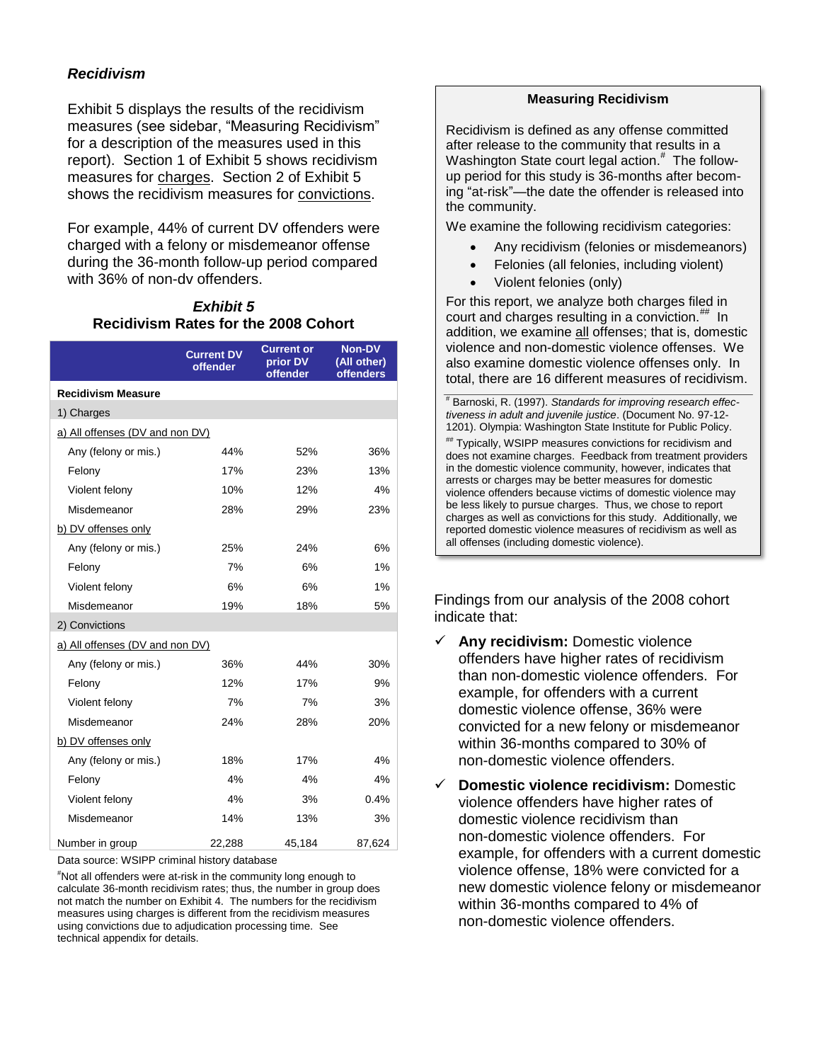### *Recidivism*

Exhibit 5 displays the results of the recidivism measures (see sidebar, "Measuring Recidivism" for a description of the measures used in this report). Section 1 of Exhibit 5 shows recidivism measures for charges. Section 2 of Exhibit 5 shows the recidivism measures for convictions.

For example, 44% of current DV offenders were charged with a felony or misdemeanor offense during the 36-month follow-up period compared with 36% of non-dv offenders.

***Exhibit 5***
**Recidivism Rates for the 2008 Cohort**

| | Current DV offender | Current or prior DV offender | Non-DV (All other) offenders |
|---|---|---|---|
| **Recidivism Measure** | | | |
| 1) Charges | | | |
| a) All offenses (DV and non DV) | | | |
| Any (felony or mis.) | 44% | 52% | 36% |
| Felony | 17% | 23% | 13% |
| Violent felony | 10% | 12% | 4% |
| Misdemeanor | 28% | 29% | 23% |
| b) DV offenses only | | | |
| Any (felony or mis.) | 25% | 24% | 6% |
| Felony | 7% | 6% | 1% |
| Violent felony | 6% | 6% | 1% |
| Misdemeanor | 19% | 18% | 5% |
| 2) Convictions | | | |
| a) All offenses (DV and non DV) | | | |
| Any (felony or mis.) | 36% | 44% | 30% |
| Felony | 12% | 17% | 9% |
| Violent felony | 7% | 7% | 3% |
| Misdemeanor | 24% | 28% | 20% |
| b) DV offenses only | | | |
| Any (felony or mis.) | 18% | 17% | 4% |
| Felony | 4% | 4% | 4% |
| Violent felony | 4% | 3% | 0.4% |
| Misdemeanor | 14% | 13% | 3% |
| Number in group | 22,288 | 45,184 | 87,624 |

Data source: WSIPP criminal history database

[#]Not all offenders were at-risk in the community long enough to calculate 36-month recidivism rates; thus, the number in group does not match the number on Exhibit 4. The numbers for the recidivism measures using charges is different from the recidivism measures using convictions due to adjudication processing time. See technical appendix for details.

**Measuring Recidivism**

Recidivism is defined as any offense committed after release to the community that results in a Washington State court legal action.[#] The follow-up period for this study is 36-months after becoming "at-risk"—the date the offender is released into the community.

We examine the following recidivism categories:

- Any recidivism (felonies or misdemeanors)
- Felonies (all felonies, including violent)
- Violent felonies (only)

For this report, we analyze both charges filed in court and charges resulting in a conviction.[##] In addition, we examine all offenses; that is, domestic violence and non-domestic violence offenses. We also examine domestic violence offenses only. In total, there are 16 different measures of recidivism.

[#] Barnoski, R. (1997). *Standards for improving research effectiveness in adult and juvenile justice*. (Document No. 97-12-1201). Olympia: Washington State Institute for Public Policy.

[##] Typically, WSIPP measures convictions for recidivism and does not examine charges. Feedback from treatment providers in the domestic violence community, however, indicates that arrests or charges may be better measures for domestic violence offenders because victims of domestic violence may be less likely to pursue charges. Thus, we chose to report charges as well as convictions for this study. Additionally, we reported domestic violence measures of recidivism as well as all offenses (including domestic violence).

Findings from our analysis of the 2008 cohort indicate that:

- ✓ **Any recidivism:** Domestic violence offenders have higher rates of recidivism than non-domestic violence offenders. For example, for offenders with a current domestic violence offense, 36% were convicted for a new felony or misdemeanor within 36-months compared to 30% of non-domestic violence offenders.
- ✓ **Domestic violence recidivism:** Domestic violence offenders have higher rates of domestic violence recidivism than non-domestic violence offenders. For example, for offenders with a current domestic violence offense, 18% were convicted for a new domestic violence felony or misdemeanor within 36-months compared to 4% of non-domestic violence offenders.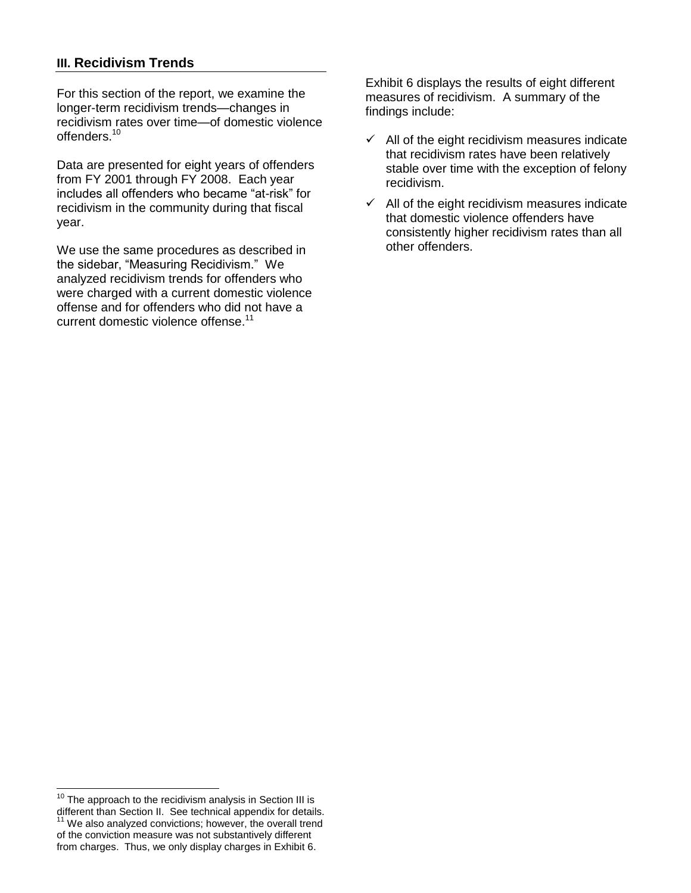## III. Recidivism Trends

For this section of the report, we examine the longer-term recidivism trends—changes in recidivism rates over time—of domestic violence offenders.[10]

Data are presented for eight years of offenders from FY 2001 through FY 2008. Each year includes all offenders who became "at-risk" for recidivism in the community during that fiscal year.

We use the same procedures as described in the sidebar, "Measuring Recidivism." We analyzed recidivism trends for offenders who were charged with a current domestic violence offense and for offenders who did not have a current domestic violence offense.[11]

Exhibit 6 displays the results of eight different measures of recidivism. A summary of the findings include:

- ✓ All of the eight recidivism measures indicate that recidivism rates have been relatively stable over time with the exception of felony recidivism.
- ✓ All of the eight recidivism measures indicate that domestic violence offenders have consistently higher recidivism rates than all other offenders.

---

[10] The approach to the recidivism analysis in Section III is different than Section II. See technical appendix for details.

[11] We also analyzed convictions; however, the overall trend of the conviction measure was not substantively different from charges. Thus, we only display charges in Exhibit 6.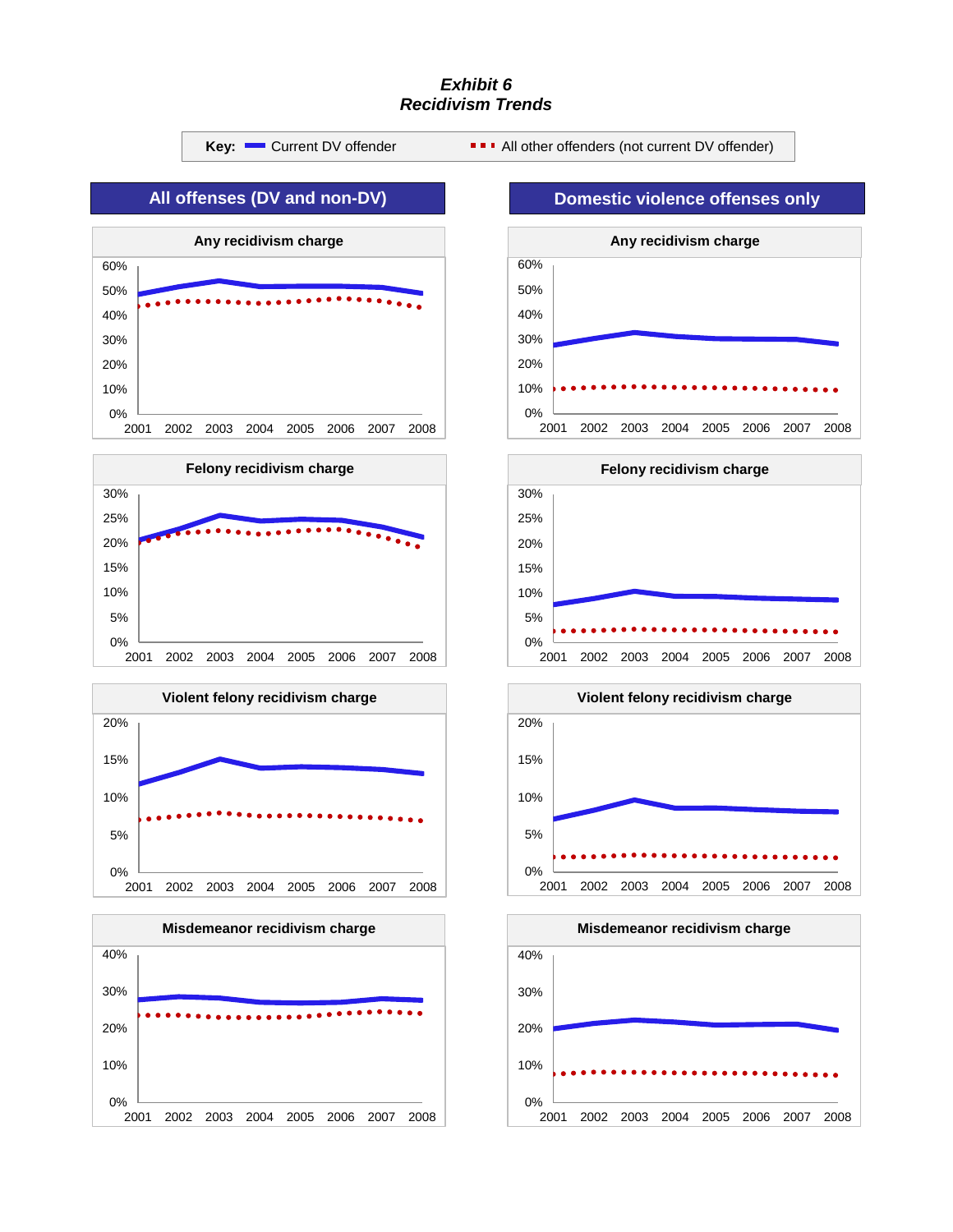***Exhibit 6***
***Recidivism Trends***

**Key:** Current DV offender — All other offenders (not current DV offender)

**All offenses (DV and non-DV)**

**Any recidivism charge**

**Felony recidivism charge**

**Violent felony recidivism charge**

**Misdemeanor recidivism charge**

**Domestic violence offenses only**

**Any recidivism charge**

**Felony recidivism charge**

**Violent felony recidivism charge**

**Misdemeanor recidivism charge**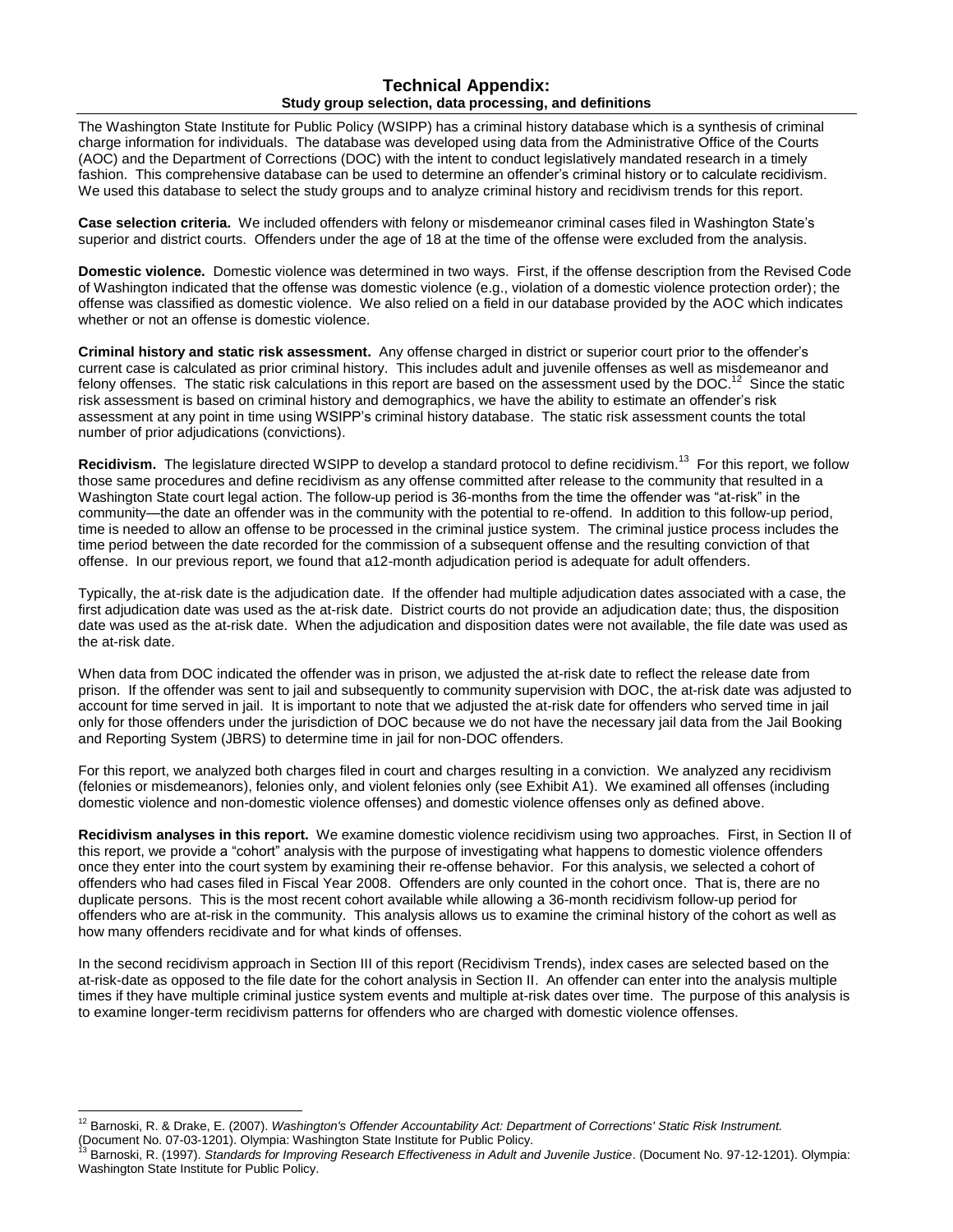# Technical Appendix:

## Study group selection, data processing, and definitions

The Washington State Institute for Public Policy (WSIPP) has a criminal history database which is a synthesis of criminal charge information for individuals. The database was developed using data from the Administrative Office of the Courts (AOC) and the Department of Corrections (DOC) with the intent to conduct legislatively mandated research in a timely fashion. This comprehensive database can be used to determine an offender's criminal history or to calculate recidivism. We used this database to select the study groups and to analyze criminal history and recidivism trends for this report.

**Case selection criteria.** We included offenders with felony or misdemeanor criminal cases filed in Washington State's superior and district courts. Offenders under the age of 18 at the time of the offense were excluded from the analysis.

**Domestic violence.** Domestic violence was determined in two ways. First, if the offense description from the Revised Code of Washington indicated that the offense was domestic violence (e.g., violation of a domestic violence protection order); the offense was classified as domestic violence. We also relied on a field in our database provided by the AOC which indicates whether or not an offense is domestic violence.

**Criminal history and static risk assessment.** Any offense charged in district or superior court prior to the offender's current case is calculated as prior criminal history. This includes adult and juvenile offenses as well as misdemeanor and felony offenses. The static risk calculations in this report are based on the assessment used by the DOC.[12] Since the static risk assessment is based on criminal history and demographics, we have the ability to estimate an offender's risk assessment at any point in time using WSIPP's criminal history database. The static risk assessment counts the total number of prior adjudications (convictions).

**Recidivism.** The legislature directed WSIPP to develop a standard protocol to define recidivism.[13] For this report, we follow those same procedures and define recidivism as any offense committed after release to the community that resulted in a Washington State court legal action. The follow-up period is 36-months from the time the offender was "at-risk" in the community—the date an offender was in the community with the potential to re-offend. In addition to this follow-up period, time is needed to allow an offense to be processed in the criminal justice system. The criminal justice process includes the time period between the date recorded for the commission of a subsequent offense and the resulting conviction of that offense. In our previous report, we found that a12-month adjudication period is adequate for adult offenders.

Typically, the at-risk date is the adjudication date. If the offender had multiple adjudication dates associated with a case, the first adjudication date was used as the at-risk date. District courts do not provide an adjudication date; thus, the disposition date was used as the at-risk date. When the adjudication and disposition dates were not available, the file date was used as the at-risk date.

When data from DOC indicated the offender was in prison, we adjusted the at-risk date to reflect the release date from prison. If the offender was sent to jail and subsequently to community supervision with DOC, the at-risk date was adjusted to account for time served in jail. It is important to note that we adjusted the at-risk date for offenders who served time in jail only for those offenders under the jurisdiction of DOC because we do not have the necessary jail data from the Jail Booking and Reporting System (JBRS) to determine time in jail for non-DOC offenders.

For this report, we analyzed both charges filed in court and charges resulting in a conviction. We analyzed any recidivism (felonies or misdemeanors), felonies only, and violent felonies only (see Exhibit A1). We examined all offenses (including domestic violence and non-domestic violence offenses) and domestic violence offenses only as defined above.

**Recidivism analyses in this report.** We examine domestic violence recidivism using two approaches. First, in Section II of this report, we provide a "cohort" analysis with the purpose of investigating what happens to domestic violence offenders once they enter into the court system by examining their re-offense behavior. For this analysis, we selected a cohort of offenders who had cases filed in Fiscal Year 2008. Offenders are only counted in the cohort once. That is, there are no duplicate persons. This is the most recent cohort available while allowing a 36-month recidivism follow-up period for offenders who are at-risk in the community. This analysis allows us to examine the criminal history of the cohort as well as how many offenders recidivate and for what kinds of offenses.

In the second recidivism approach in Section III of this report (Recidivism Trends), index cases are selected based on the at-risk-date as opposed to the file date for the cohort analysis in Section II. An offender can enter into the analysis multiple times if they have multiple criminal justice system events and multiple at-risk dates over time. The purpose of this analysis is to examine longer-term recidivism patterns for offenders who are charged with domestic violence offenses.

---

[12] Barnoski, R. & Drake, E. (2007). *Washington's Offender Accountability Act: Department of Corrections' Static Risk Instrument.* (Document No. 07-03-1201). Olympia: Washington State Institute for Public Policy.

[13] Barnoski, R. (1997). *Standards for Improving Research Effectiveness in Adult and Juvenile Justice*. (Document No. 97-12-1201). Olympia: Washington State Institute for Public Policy.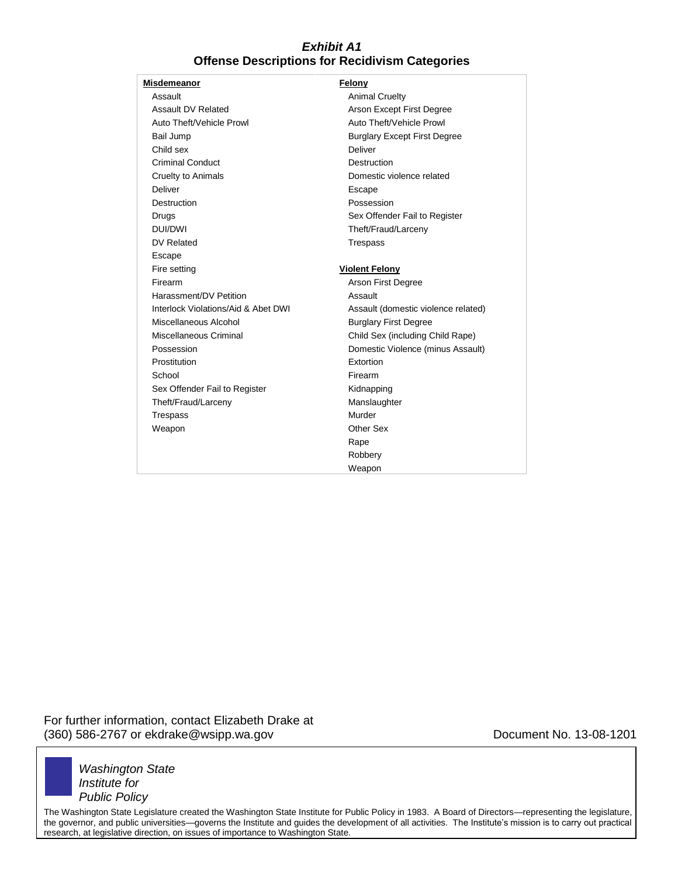***Exhibit A1***
**Offense Descriptions for Recidivism Categories**

| Misdemeanor | Felony |
|---|---|
| Assault | Animal Cruelty |
| Assault DV Related | Arson Except First Degree |
| Auto Theft/Vehicle Prowl | Auto Theft/Vehicle Prowl |
| Bail Jump | Burglary Except First Degree |
| Child sex | Deliver |
| Criminal Conduct | Destruction |
| Cruelty to Animals | Domestic violence related |
| Deliver | Escape |
| Destruction | Possession |
| Drugs | Sex Offender Fail to Register |
| DUI/DWI | Theft/Fraud/Larceny |
| DV Related | Trespass |
| Escape | |
| Fire setting | **Violent Felony** |
| Firearm | Arson First Degree |
| Harassment/DV Petition | Assault |
| Interlock Violations/Aid & Abet DWI | Assault (domestic violence related) |
| Miscellaneous Alcohol | Burglary First Degree |
| Miscellaneous Criminal | Child Sex (including Child Rape) |
| Possession | Domestic Violence (minus Assault) |
| Prostitution | Extortion |
| School | Firearm |
| Sex Offender Fail to Register | Kidnapping |
| Theft/Fraud/Larceny | Manslaughter |
| Trespass | Murder |
| Weapon | Other Sex |
| | Rape |
| | Robbery |
| | Weapon |

For further information, contact Elizabeth Drake at (360) 586-2767 or ekdrake@wsipp.wa.gov

Document No. 13-08-1201

*Washington State Institute for Public Policy*

The Washington State Legislature created the Washington State Institute for Public Policy in 1983. A Board of Directors—representing the legislature, the governor, and public universities—governs the Institute and guides the development of all activities. The Institute's mission is to carry out practical research, at legislative direction, on issues of importance to Washington State.